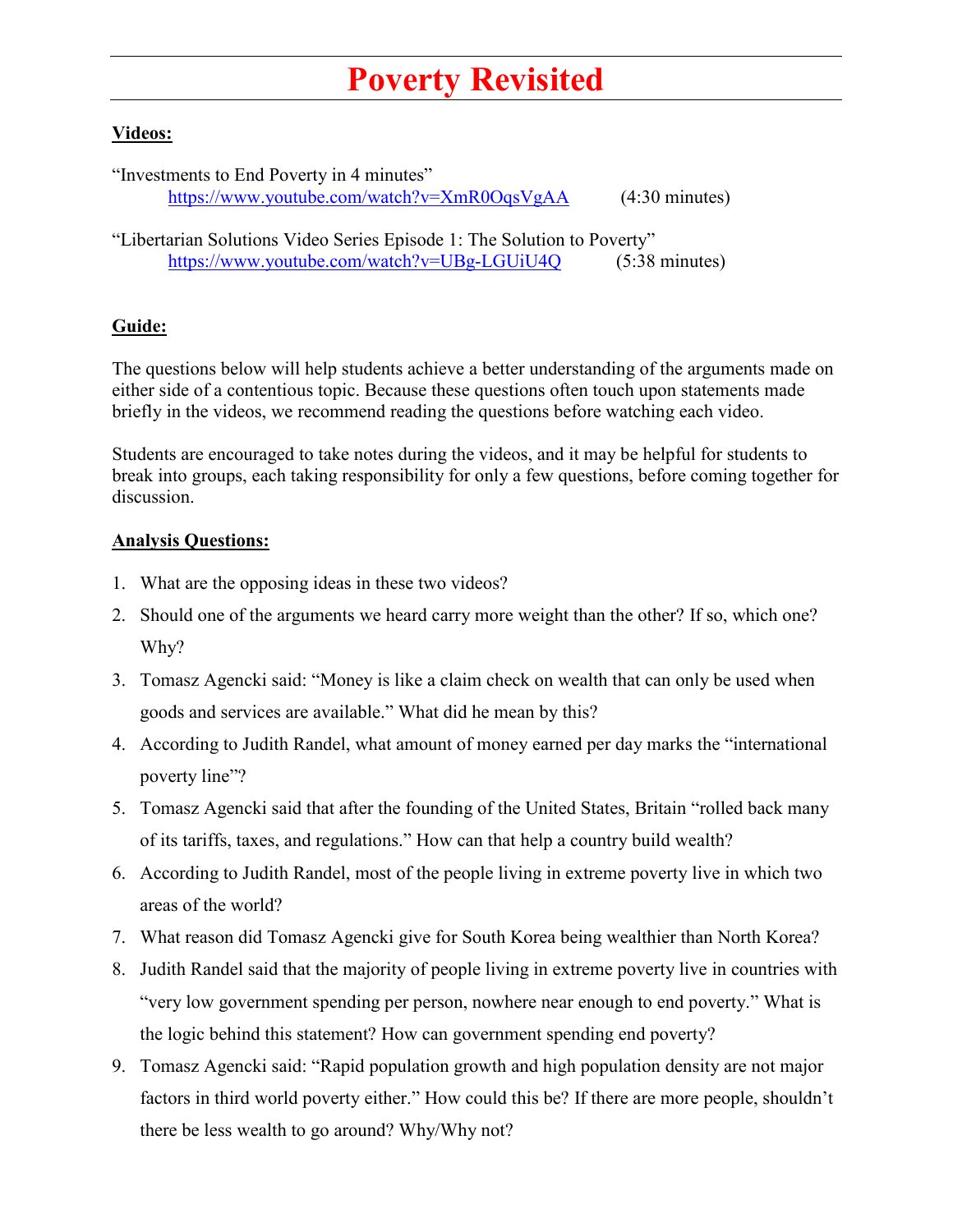# Poverty Revisited

**Videos:**

"Investments to End Poverty in 4 minutes"
https://www.youtube.com/watch?v=XmR0OqsVgAA (4:30 minutes)

"Libertarian Solutions Video Series Episode 1: The Solution to Poverty"
https://www.youtube.com/watch?v=UBg-LGUiU4Q (5:38 minutes)

**Guide:**

The questions below will help students achieve a better understanding of the arguments made on either side of a contentious topic. Because these questions often touch upon statements made briefly in the videos, we recommend reading the questions before watching each video.

Students are encouraged to take notes during the videos, and it may be helpful for students to break into groups, each taking responsibility for only a few questions, before coming together for discussion.

**Analysis Questions:**

1. What are the opposing ideas in these two videos?
2. Should one of the arguments we heard carry more weight than the other? If so, which one? Why?
3. Tomasz Agencki said: "Money is like a claim check on wealth that can only be used when goods and services are available." What did he mean by this?
4. According to Judith Randel, what amount of money earned per day marks the "international poverty line"?
5. Tomasz Agencki said that after the founding of the United States, Britain "rolled back many of its tariffs, taxes, and regulations." How can that help a country build wealth?
6. According to Judith Randel, most of the people living in extreme poverty live in which two areas of the world?
7. What reason did Tomasz Agencki give for South Korea being wealthier than North Korea?
8. Judith Randel said that the majority of people living in extreme poverty live in countries with "very low government spending per person, nowhere near enough to end poverty." What is the logic behind this statement? How can government spending end poverty?
9. Tomasz Agencki said: "Rapid population growth and high population density are not major factors in third world poverty either." How could this be? If there are more people, shouldn't there be less wealth to go around? Why/Why not?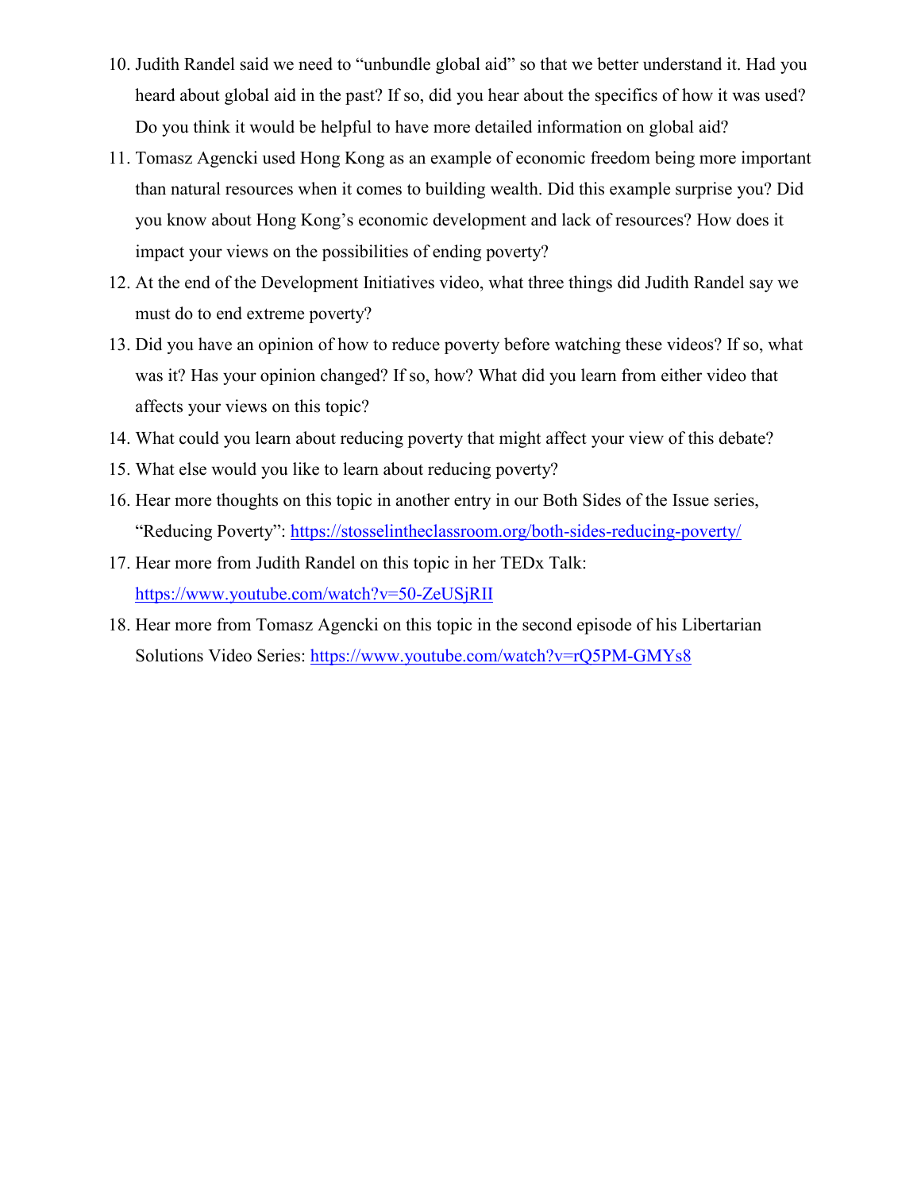10. Judith Randel said we need to "unbundle global aid" so that we better understand it. Had you heard about global aid in the past? If so, did you hear about the specifics of how it was used? Do you think it would be helpful to have more detailed information on global aid?
11. Tomasz Agencki used Hong Kong as an example of economic freedom being more important than natural resources when it comes to building wealth. Did this example surprise you? Did you know about Hong Kong's economic development and lack of resources? How does it impact your views on the possibilities of ending poverty?
12. At the end of the Development Initiatives video, what three things did Judith Randel say we must do to end extreme poverty?
13. Did you have an opinion of how to reduce poverty before watching these videos? If so, what was it? Has your opinion changed? If so, how? What did you learn from either video that affects your views on this topic?
14. What could you learn about reducing poverty that might affect your view of this debate?
15. What else would you like to learn about reducing poverty?
16. Hear more thoughts on this topic in another entry in our Both Sides of the Issue series, "Reducing Poverty": https://stosselintheclassroom.org/both-sides-reducing-poverty/
17. Hear more from Judith Randel on this topic in her TEDx Talk: https://www.youtube.com/watch?v=50-ZeUSjRII
18. Hear more from Tomasz Agencki on this topic in the second episode of his Libertarian Solutions Video Series: https://www.youtube.com/watch?v=rQ5PM-GMYs8